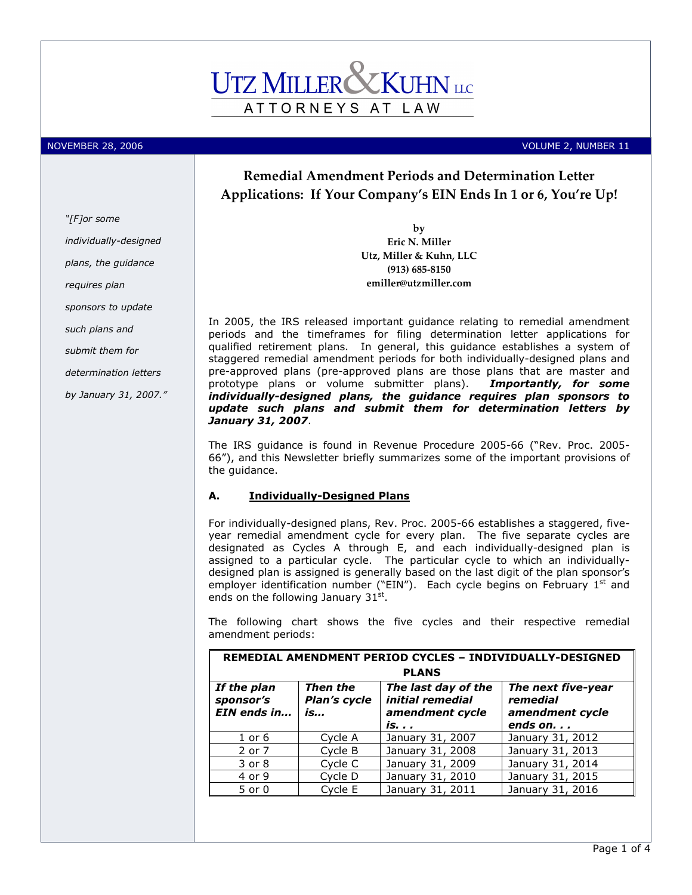# UTZ MILLER & KUHN LLC

ATTORNEYS AT LAW

NOVEMBER 28, 2006 VOLUME 2, NUMBER 11

## Remedial Amendment Periods and Determination Letter Applications: If Your Company's EIN Ends In 1 or 6, You're Up!

by
**Eric N. Miller**
**Utz, Miller & Kuhn, LLC**
**(913) 685-8150**
**emiller@utzmiller.com**

*"[F]or some individually-designed plans, the guidance requires plan sponsors to update such plans and submit them for determination letters by January 31, 2007."*

In 2005, the IRS released important guidance relating to remedial amendment periods and the timeframes for filing determination letter applications for qualified retirement plans. In general, this guidance establishes a system of staggered remedial amendment periods for both individually-designed plans and pre-approved plans (pre-approved plans are those plans that are master and prototype plans or volume submitter plans). ***Importantly, for some individually-designed plans, the guidance requires plan sponsors to update such plans and submit them for determination letters by January 31, 2007***.

The IRS guidance is found in Revenue Procedure 2005-66 ("Rev. Proc. 2005-66"), and this Newsletter briefly summarizes some of the important provisions of the guidance.

### A. Individually-Designed Plans

For individually-designed plans, Rev. Proc. 2005-66 establishes a staggered, five-year remedial amendment cycle for every plan. The five separate cycles are designated as Cycles A through E, and each individually-designed plan is assigned to a particular cycle. The particular cycle to which an individually-designed plan is assigned is generally based on the last digit of the plan sponsor's employer identification number ("EIN"). Each cycle begins on February 1st and ends on the following January 31st.

The following chart shows the five cycles and their respective remedial amendment periods:

| **REMEDIAL AMENDMENT PERIOD CYCLES – INDIVIDUALLY-DESIGNED PLANS** | | | |
|---|---|---|---|
| ***If the plan sponsor's EIN ends in…*** | ***Then the Plan's cycle is…*** | ***The last day of the initial remedial amendment cycle is. . .*** | ***The next five-year remedial amendment cycle ends on. . .*** |
| 1 or 6 | Cycle A | January 31, 2007 | January 31, 2012 |
| 2 or 7 | Cycle B | January 31, 2008 | January 31, 2013 |
| 3 or 8 | Cycle C | January 31, 2009 | January 31, 2014 |
| 4 or 9 | Cycle D | January 31, 2010 | January 31, 2015 |
| 5 or 0 | Cycle E | January 31, 2011 | January 31, 2016 |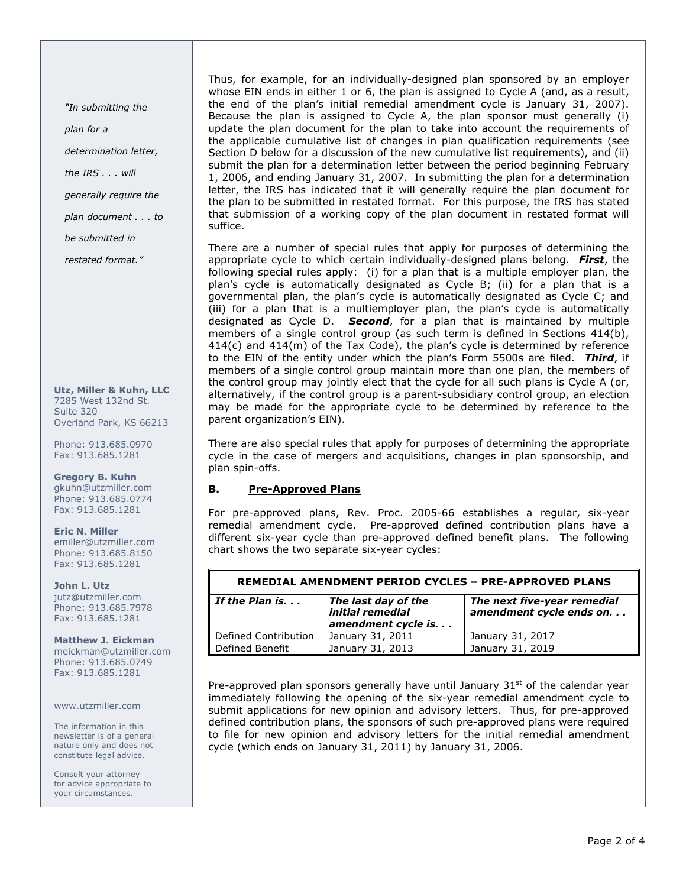"In submitting the plan for a determination letter, the IRS . . . will generally require the plan document . . . to be submitted in restated format."

**Utz, Miller & Kuhn, LLC**
7285 West 132nd St.
Suite 320
Overland Park, KS 66213

Phone: 913.685.0970
Fax: 913.685.1281

**Gregory B. Kuhn**
gkuhn@utzmiller.com
Phone: 913.685.0774
Fax: 913.685.1281

**Eric N. Miller**
emiller@utzmiller.com
Phone: 913.685.8150
Fax: 913.685.1281

**John L. Utz**
jutz@utzmiller.com
Phone: 913.685.7978
Fax: 913.685.1281

**Matthew J. Eickman**
meickman@utzmiller.com
Phone: 913.685.0749
Fax: 913.685.1281

www.utzmiller.com

The information in this newsletter is of a general nature only and does not constitute legal advice.

Consult your attorney for advice appropriate to your circumstances.

Thus, for example, for an individually-designed plan sponsored by an employer whose EIN ends in either 1 or 6, the plan is assigned to Cycle A (and, as a result, the end of the plan's initial remedial amendment cycle is January 31, 2007). Because the plan is assigned to Cycle A, the plan sponsor must generally (i) update the plan document for the plan to take into account the requirements of the applicable cumulative list of changes in plan qualification requirements (see Section D below for a discussion of the new cumulative list requirements), and (ii) submit the plan for a determination letter between the period beginning February 1, 2006, and ending January 31, 2007. In submitting the plan for a determination letter, the IRS has indicated that it will generally require the plan document for the plan to be submitted in restated format. For this purpose, the IRS has stated that submission of a working copy of the plan document in restated format will suffice.

There are a number of special rules that apply for purposes of determining the appropriate cycle to which certain individually-designed plans belong. ***First***, the following special rules apply: (i) for a plan that is a multiple employer plan, the plan's cycle is automatically designated as Cycle B; (ii) for a plan that is a governmental plan, the plan's cycle is automatically designated as Cycle C; and (iii) for a plan that is a multiemployer plan, the plan's cycle is automatically designated as Cycle D. ***Second***, for a plan that is maintained by multiple members of a single control group (as such term is defined in Sections 414(b), 414(c) and 414(m) of the Tax Code), the plan's cycle is determined by reference to the EIN of the entity under which the plan's Form 5500s are filed. ***Third***, if members of a single control group maintain more than one plan, the members of the control group may jointly elect that the cycle for all such plans is Cycle A (or, alternatively, if the control group is a parent-subsidiary control group, an election may be made for the appropriate cycle to be determined by reference to the parent organization's EIN).

There are also special rules that apply for purposes of determining the appropriate cycle in the case of mergers and acquisitions, changes in plan sponsorship, and plan spin-offs.

### B. Pre-Approved Plans

For pre-approved plans, Rev. Proc. 2005-66 establishes a regular, six-year remedial amendment cycle. Pre-approved defined contribution plans have a different six-year cycle than pre-approved defined benefit plans. The following chart shows the two separate six-year cycles:

| **REMEDIAL AMENDMENT PERIOD CYCLES – PRE-APPROVED PLANS** | | |
|---|---|---|
| ***If the Plan is. . .*** | ***The last day of the initial remedial amendment cycle is. . .*** | ***The next five-year remedial amendment cycle ends on. . .*** |
| Defined Contribution | January 31, 2011 | January 31, 2017 |
| Defined Benefit | January 31, 2013 | January 31, 2019 |

Pre-approved plan sponsors generally have until January 31st of the calendar year immediately following the opening of the six-year remedial amendment cycle to submit applications for new opinion and advisory letters. Thus, for pre-approved defined contribution plans, the sponsors of such pre-approved plans were required to file for new opinion and advisory letters for the initial remedial amendment cycle (which ends on January 31, 2011) by January 31, 2006.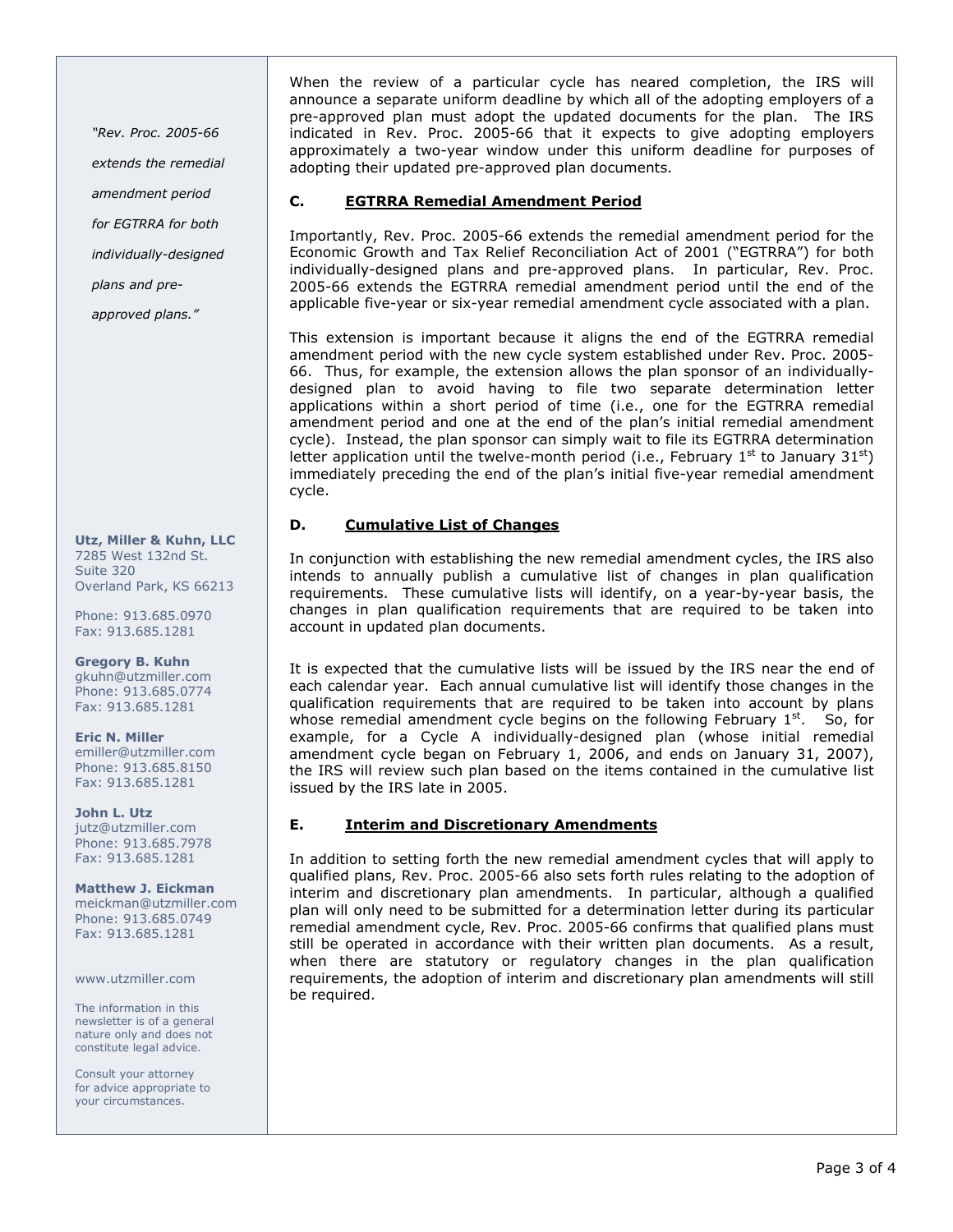When the review of a particular cycle has neared completion, the IRS will announce a separate uniform deadline by which all of the adopting employers of a pre-approved plan must adopt the updated documents for the plan. The IRS indicated in Rev. Proc. 2005-66 that it expects to give adopting employers approximately a two-year window under this uniform deadline for purposes of adopting their updated pre-approved plan documents.

### C. EGTRRA Remedial Amendment Period

Importantly, Rev. Proc. 2005-66 extends the remedial amendment period for the Economic Growth and Tax Relief Reconciliation Act of 2001 ("EGTRRA") for both individually-designed plans and pre-approved plans. In particular, Rev. Proc. 2005-66 extends the EGTRRA remedial amendment period until the end of the applicable five-year or six-year remedial amendment cycle associated with a plan.

*"Rev. Proc. 2005-66 extends the remedial amendment period for EGTRRA for both individually-designed plans and pre-approved plans."*

This extension is important because it aligns the end of the EGTRRA remedial amendment period with the new cycle system established under Rev. Proc. 2005-66. Thus, for example, the extension allows the plan sponsor of an individually-designed plan to avoid having to file two separate determination letter applications within a short period of time (i.e., one for the EGTRRA remedial amendment period and one at the end of the plan's initial remedial amendment cycle). Instead, the plan sponsor can simply wait to file its EGTRRA determination letter application until the twelve-month period (i.e., February 1st to January 31st) immediately preceding the end of the plan's initial five-year remedial amendment cycle.

### D. Cumulative List of Changes

In conjunction with establishing the new remedial amendment cycles, the IRS also intends to annually publish a cumulative list of changes in plan qualification requirements. These cumulative lists will identify, on a year-by-year basis, the changes in plan qualification requirements that are required to be taken into account in updated plan documents.

It is expected that the cumulative lists will be issued by the IRS near the end of each calendar year. Each annual cumulative list will identify those changes in the qualification requirements that are required to be taken into account by plans whose remedial amendment cycle begins on the following February 1st. So, for example, for a Cycle A individually-designed plan (whose initial remedial amendment cycle began on February 1, 2006, and ends on January 31, 2007), the IRS will review such plan based on the items contained in the cumulative list issued by the IRS late in 2005.

### E. Interim and Discretionary Amendments

In addition to setting forth the new remedial amendment cycles that will apply to qualified plans, Rev. Proc. 2005-66 also sets forth rules relating to the adoption of interim and discretionary plan amendments. In particular, although a qualified plan will only need to be submitted for a determination letter during its particular remedial amendment cycle, Rev. Proc. 2005-66 confirms that qualified plans must still be operated in accordance with their written plan documents. As a result, when there are statutory or regulatory changes in the plan qualification requirements, the adoption of interim and discretionary plan amendments will still be required.

---

**Utz, Miller & Kuhn, LLC**
7285 West 132nd St.
Suite 320
Overland Park, KS 66213

Phone: 913.685.0970
Fax: 913.685.1281

**Gregory B. Kuhn**
gkuhn@utzmiller.com
Phone: 913.685.0774
Fax: 913.685.1281

**Eric N. Miller**
emiller@utzmiller.com
Phone: 913.685.8150
Fax: 913.685.1281

**John L. Utz**
jutz@utzmiller.com
Phone: 913.685.7978
Fax: 913.685.1281

**Matthew J. Eickman**
meickman@utzmiller.com
Phone: 913.685.0749
Fax: 913.685.1281

www.utzmiller.com

The information in this newsletter is of a general nature only and does not constitute legal advice.

Consult your attorney for advice appropriate to your circumstances.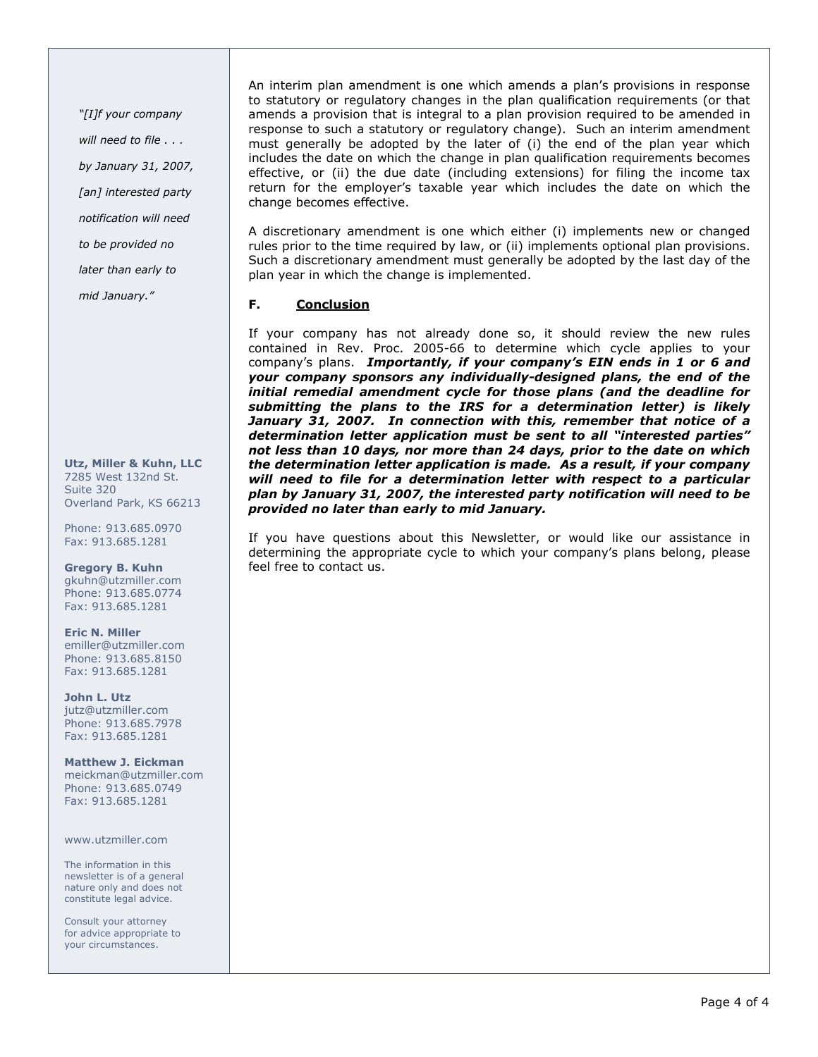An interim plan amendment is one which amends a plan's provisions in response to statutory or regulatory changes in the plan qualification requirements (or that amends a provision that is integral to a plan provision required to be amended in response to such a statutory or regulatory change). Such an interim amendment must generally be adopted by the later of (i) the end of the plan year which includes the date on which the change in plan qualification requirements becomes effective, or (ii) the due date (including extensions) for filing the income tax return for the employer's taxable year which includes the date on which the change becomes effective.

A discretionary amendment is one which either (i) implements new or changed rules prior to the time required by law, or (ii) implements optional plan provisions. Such a discretionary amendment must generally be adopted by the last day of the plan year in which the change is implemented.

## F. Conclusion

If your company has not already done so, it should review the new rules contained in Rev. Proc. 2005-66 to determine which cycle applies to your company's plans. ***Importantly, if your company's EIN ends in 1 or 6 and your company sponsors any individually-designed plans, the end of the initial remedial amendment cycle for those plans (and the deadline for submitting the plans to the IRS for a determination letter) is likely January 31, 2007. In connection with this, remember that notice of a determination letter application must be sent to all "interested parties" not less than 10 days, nor more than 24 days, prior to the date on which the determination letter application is made. As a result, if your company will need to file for a determination letter with respect to a particular plan by January 31, 2007, the interested party notification will need to be provided no later than early to mid January.***

If you have questions about this Newsletter, or would like our assistance in determining the appropriate cycle to which your company's plans belong, please feel free to contact us.

*"[I]f your company will need to file . . . by January 31, 2007, [an] interested party notification will need to be provided no later than early to mid January."*

**Utz, Miller & Kuhn, LLC**
7285 West 132nd St.
Suite 320
Overland Park, KS 66213

Phone: 913.685.0970
Fax: 913.685.1281

**Gregory B. Kuhn**
gkuhn@utzmiller.com
Phone: 913.685.0774
Fax: 913.685.1281

**Eric N. Miller**
emiller@utzmiller.com
Phone: 913.685.8150
Fax: 913.685.1281

**John L. Utz**
jutz@utzmiller.com
Phone: 913.685.7978
Fax: 913.685.1281

**Matthew J. Eickman**
meickman@utzmiller.com
Phone: 913.685.0749
Fax: 913.685.1281

www.utzmiller.com

The information in this newsletter is of a general nature only and does not constitute legal advice.

Consult your attorney for advice appropriate to your circumstances.